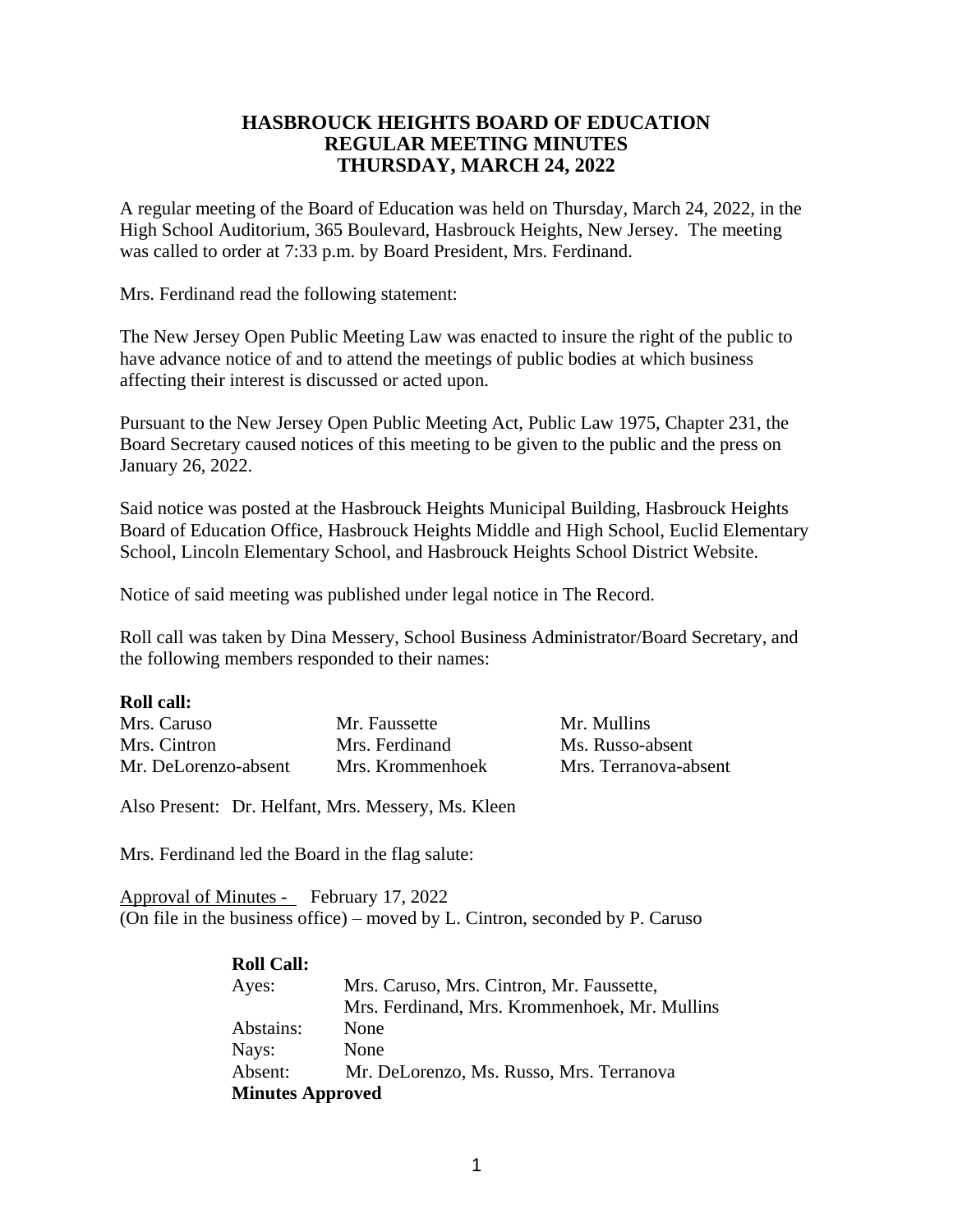# HASBROUCK HEIGHTS BOARD OF EDUCATION
# REGULAR MEETING MINUTES
# THURSDAY, MARCH 24, 2022

A regular meeting of the Board of Education was held on Thursday, March 24, 2022, in the High School Auditorium, 365 Boulevard, Hasbrouck Heights, New Jersey. The meeting was called to order at 7:33 p.m. by Board President, Mrs. Ferdinand.

Mrs. Ferdinand read the following statement:

The New Jersey Open Public Meeting Law was enacted to insure the right of the public to have advance notice of and to attend the meetings of public bodies at which business affecting their interest is discussed or acted upon.

Pursuant to the New Jersey Open Public Meeting Act, Public Law 1975, Chapter 231, the Board Secretary caused notices of this meeting to be given to the public and the press on January 26, 2022.

Said notice was posted at the Hasbrouck Heights Municipal Building, Hasbrouck Heights Board of Education Office, Hasbrouck Heights Middle and High School, Euclid Elementary School, Lincoln Elementary School, and Hasbrouck Heights School District Website.

Notice of said meeting was published under legal notice in The Record.

Roll call was taken by Dina Messery, School Business Administrator/Board Secretary, and the following members responded to their names:

**Roll call:**

| | | |
|---|---|---|
| Mrs. Caruso | Mr. Faussette | Mr. Mullins |
| Mrs. Cintron | Mrs. Ferdinand | Ms. Russo-absent |
| Mr. DeLorenzo-absent | Mrs. Krommenhoek | Mrs. Terranova-absent |

Also Present: Dr. Helfant, Mrs. Messery, Ms. Kleen

Mrs. Ferdinand led the Board in the flag salute:

Approval of Minutes - February 17, 2022
(On file in the business office) – moved by L. Cintron, seconded by P. Caruso

**Roll Call:**
Ayes: Mrs. Caruso, Mrs. Cintron, Mr. Faussette, Mrs. Ferdinand, Mrs. Krommenhoek, Mr. Mullins
Abstains: None
Nays: None
Absent: Mr. DeLorenzo, Ms. Russo, Mrs. Terranova
**Minutes Approved**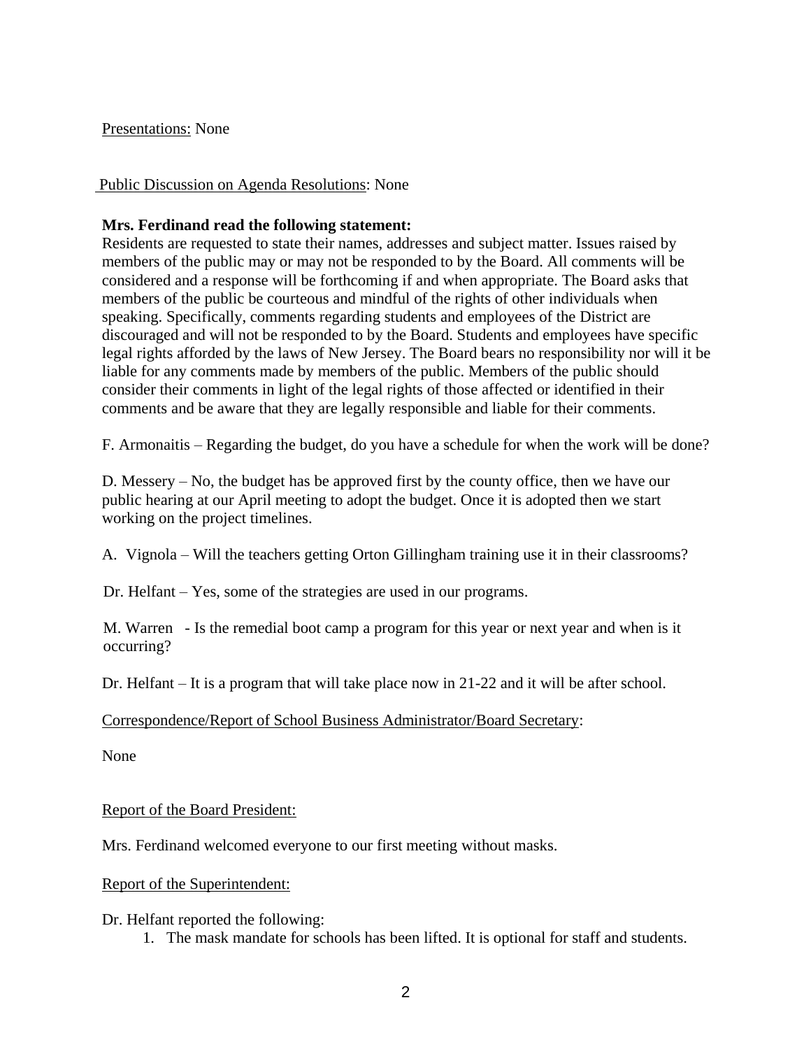Presentations: None

Public Discussion on Agenda Resolutions: None

**Mrs. Ferdinand read the following statement:**

Residents are requested to state their names, addresses and subject matter. Issues raised by members of the public may or may not be responded to by the Board. All comments will be considered and a response will be forthcoming if and when appropriate. The Board asks that members of the public be courteous and mindful of the rights of other individuals when speaking. Specifically, comments regarding students and employees of the District are discouraged and will not be responded to by the Board. Students and employees have specific legal rights afforded by the laws of New Jersey. The Board bears no responsibility nor will it be liable for any comments made by members of the public. Members of the public should consider their comments in light of the legal rights of those affected or identified in their comments and be aware that they are legally responsible and liable for their comments.

F. Armonaitis – Regarding the budget, do you have a schedule for when the work will be done?

D. Messery – No, the budget has be approved first by the county office, then we have our public hearing at our April meeting to adopt the budget. Once it is adopted then we start working on the project timelines.

A. Vignola – Will the teachers getting Orton Gillingham training use it in their classrooms?

Dr. Helfant – Yes, some of the strategies are used in our programs.

M. Warren - Is the remedial boot camp a program for this year or next year and when is it occurring?

Dr. Helfant – It is a program that will take place now in 21-22 and it will be after school.

Correspondence/Report of School Business Administrator/Board Secretary:

None

Report of the Board President:

Mrs. Ferdinand welcomed everyone to our first meeting without masks.

Report of the Superintendent:

Dr. Helfant reported the following:

1. The mask mandate for schools has been lifted. It is optional for staff and students.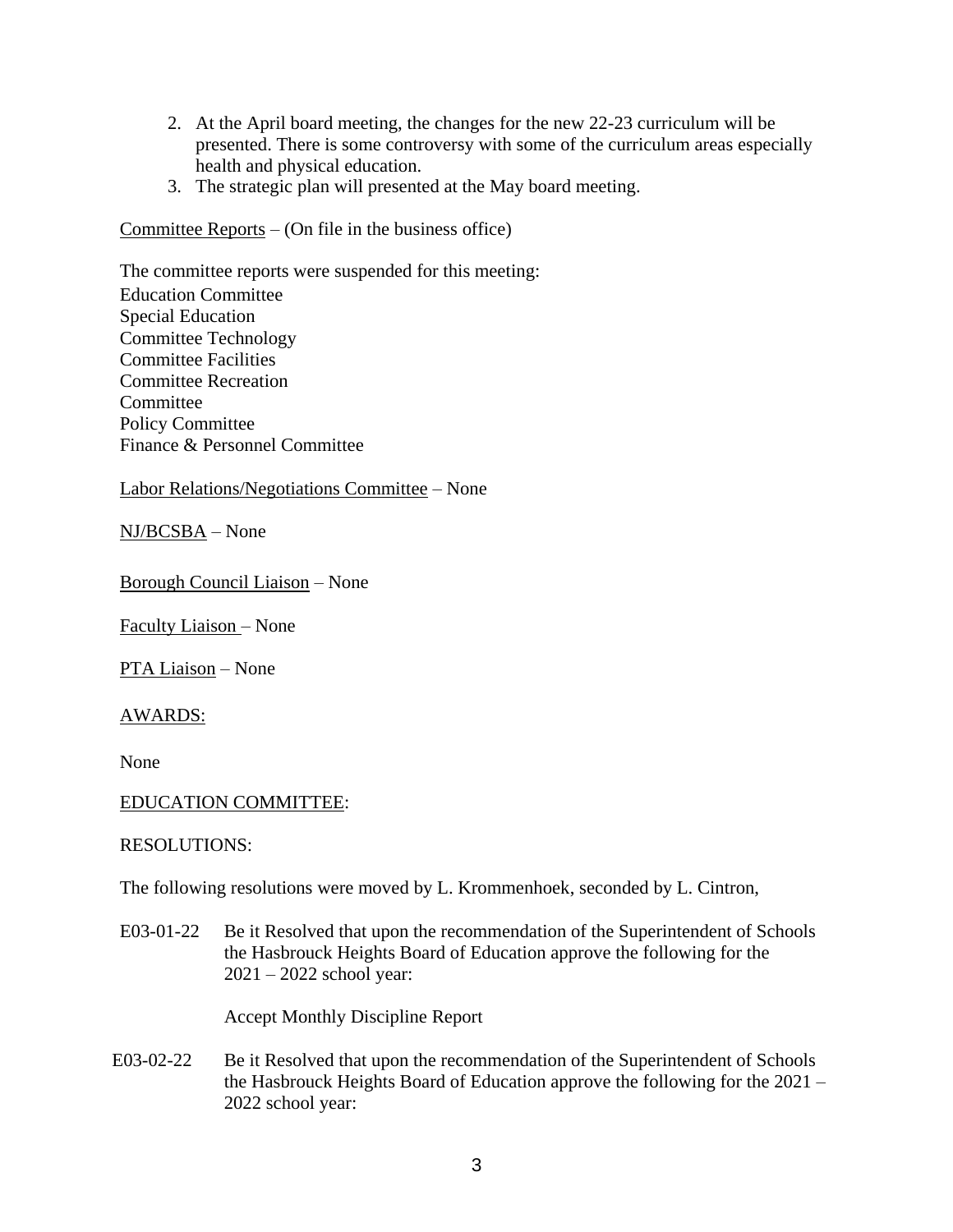2. At the April board meeting, the changes for the new 22-23 curriculum will be presented. There is some controversy with some of the curriculum areas especially health and physical education.
3. The strategic plan will presented at the May board meeting.

<u>Committee Reports</u> – (On file in the business office)

The committee reports were suspended for this meeting:
Education Committee
Special Education
Committee Technology
Committee Facilities
Committee Recreation
Committee
Policy Committee
Finance & Personnel Committee

<u>Labor Relations/Negotiations Committee</u> – None

<u>NJ/BCSBA</u> – None

<u>Borough Council Liaison</u> – None

<u>Faculty Liaison</u> – None

<u>PTA Liaison</u> – None

<u>AWARDS:</u>

None

<u>EDUCATION COMMITTEE</u>:

RESOLUTIONS:

The following resolutions were moved by L. Krommenhoek, seconded by L. Cintron,

E03-01-22 Be it Resolved that upon the recommendation of the Superintendent of Schools the Hasbrouck Heights Board of Education approve the following for the 2021 – 2022 school year:

Accept Monthly Discipline Report

E03-02-22 Be it Resolved that upon the recommendation of the Superintendent of Schools the Hasbrouck Heights Board of Education approve the following for the 2021 – 2022 school year: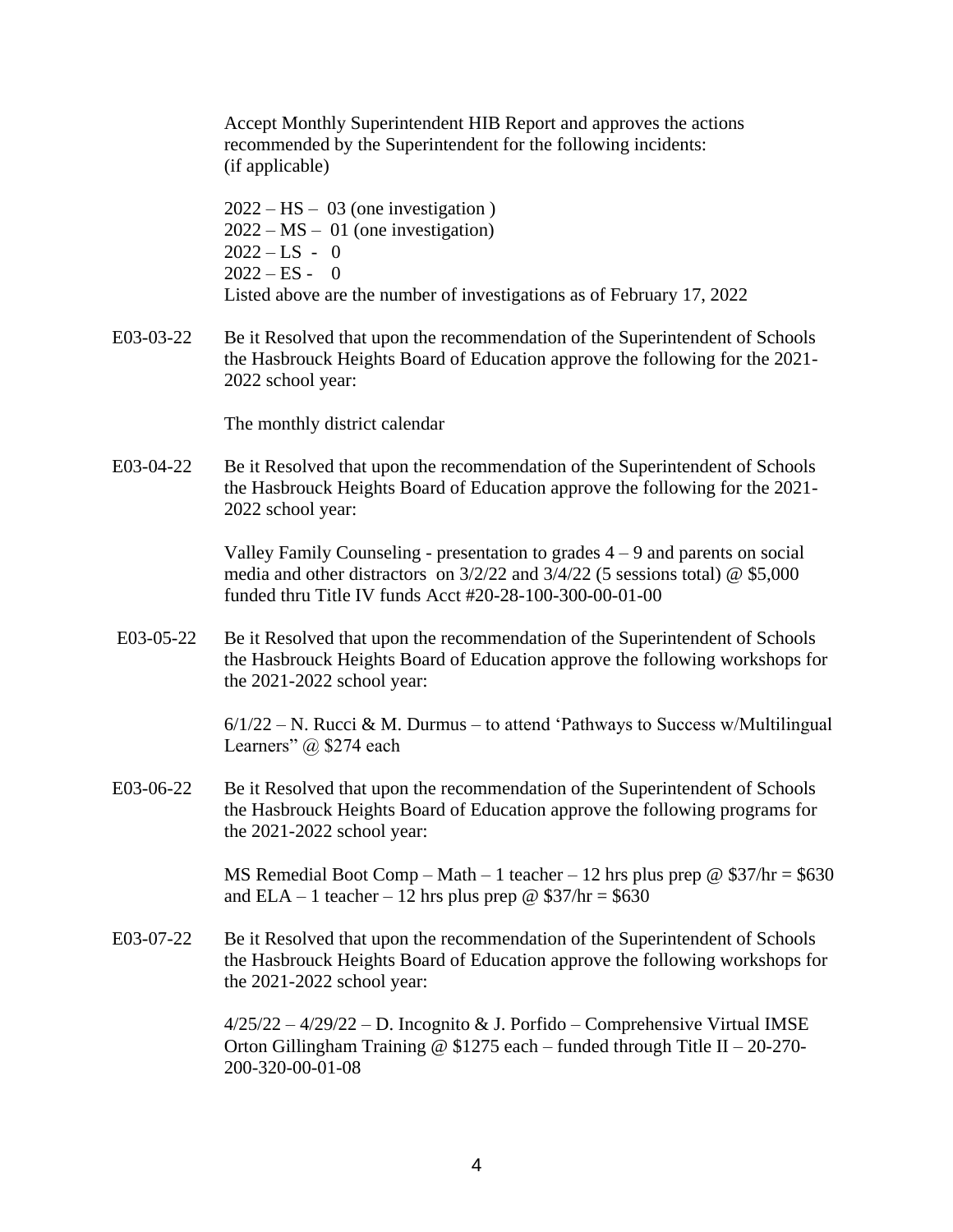Accept Monthly Superintendent HIB Report and approves the actions recommended by the Superintendent for the following incidents: (if applicable)

2022 – HS – 03 (one investigation )
2022 – MS – 01 (one investigation)
2022 – LS - 0
2022 – ES - 0
Listed above are the number of investigations as of February 17, 2022

E03-03-22 Be it Resolved that upon the recommendation of the Superintendent of Schools the Hasbrouck Heights Board of Education approve the following for the 2021-2022 school year:

The monthly district calendar

E03-04-22 Be it Resolved that upon the recommendation of the Superintendent of Schools the Hasbrouck Heights Board of Education approve the following for the 2021-2022 school year:

Valley Family Counseling - presentation to grades 4 – 9 and parents on social media and other distractors on 3/2/22 and 3/4/22 (5 sessions total) @ $5,000 funded thru Title IV funds Acct #20-28-100-300-00-01-00

E03-05-22 Be it Resolved that upon the recommendation of the Superintendent of Schools the Hasbrouck Heights Board of Education approve the following workshops for the 2021-2022 school year:

6/1/22 – N. Rucci & M. Durmus – to attend 'Pathways to Success w/Multilingual Learners" @ $274 each

E03-06-22 Be it Resolved that upon the recommendation of the Superintendent of Schools the Hasbrouck Heights Board of Education approve the following programs for the 2021-2022 school year:

MS Remedial Boot Comp – Math – 1 teacher – 12 hrs plus prep @ $37/hr = $630 and ELA – 1 teacher – 12 hrs plus prep @ $37/hr = $630

E03-07-22 Be it Resolved that upon the recommendation of the Superintendent of Schools the Hasbrouck Heights Board of Education approve the following workshops for the 2021-2022 school year:

4/25/22 – 4/29/22 – D. Incognito & J. Porfido – Comprehensive Virtual IMSE Orton Gillingham Training @ $1275 each – funded through Title II – 20-270-200-320-00-01-08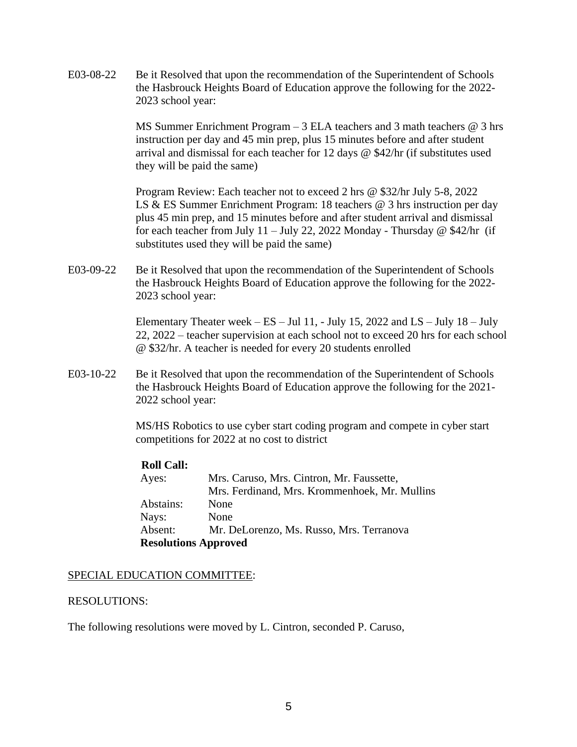E03-08-22 Be it Resolved that upon the recommendation of the Superintendent of Schools the Hasbrouck Heights Board of Education approve the following for the 2022-2023 school year:

MS Summer Enrichment Program – 3 ELA teachers and 3 math teachers @ 3 hrs instruction per day and 45 min prep, plus 15 minutes before and after student arrival and dismissal for each teacher for 12 days @ $42/hr (if substitutes used they will be paid the same)

Program Review: Each teacher not to exceed 2 hrs @ $32/hr July 5-8, 2022
LS & ES Summer Enrichment Program: 18 teachers @ 3 hrs instruction per day plus 45 min prep, and 15 minutes before and after student arrival and dismissal for each teacher from July 11 – July 22, 2022 Monday - Thursday @ $42/hr (if substitutes used they will be paid the same)

E03-09-22 Be it Resolved that upon the recommendation of the Superintendent of Schools the Hasbrouck Heights Board of Education approve the following for the 2022-2023 school year:

Elementary Theater week – ES – Jul 11, - July 15, 2022 and LS – July 18 – July 22, 2022 – teacher supervision at each school not to exceed 20 hrs for each school @ $32/hr. A teacher is needed for every 20 students enrolled

E03-10-22 Be it Resolved that upon the recommendation of the Superintendent of Schools the Hasbrouck Heights Board of Education approve the following for the 2021-2022 school year:

MS/HS Robotics to use cyber start coding program and compete in cyber start competitions for 2022 at no cost to district

**Roll Call:**

Ayes: Mrs. Caruso, Mrs. Cintron, Mr. Faussette, Mrs. Ferdinand, Mrs. Krommenhoek, Mr. Mullins
Abstains: None
Nays: None
Absent: Mr. DeLorenzo, Ms. Russo, Mrs. Terranova

**Resolutions Approved**

SPECIAL EDUCATION COMMITTEE:

RESOLUTIONS:

The following resolutions were moved by L. Cintron, seconded P. Caruso,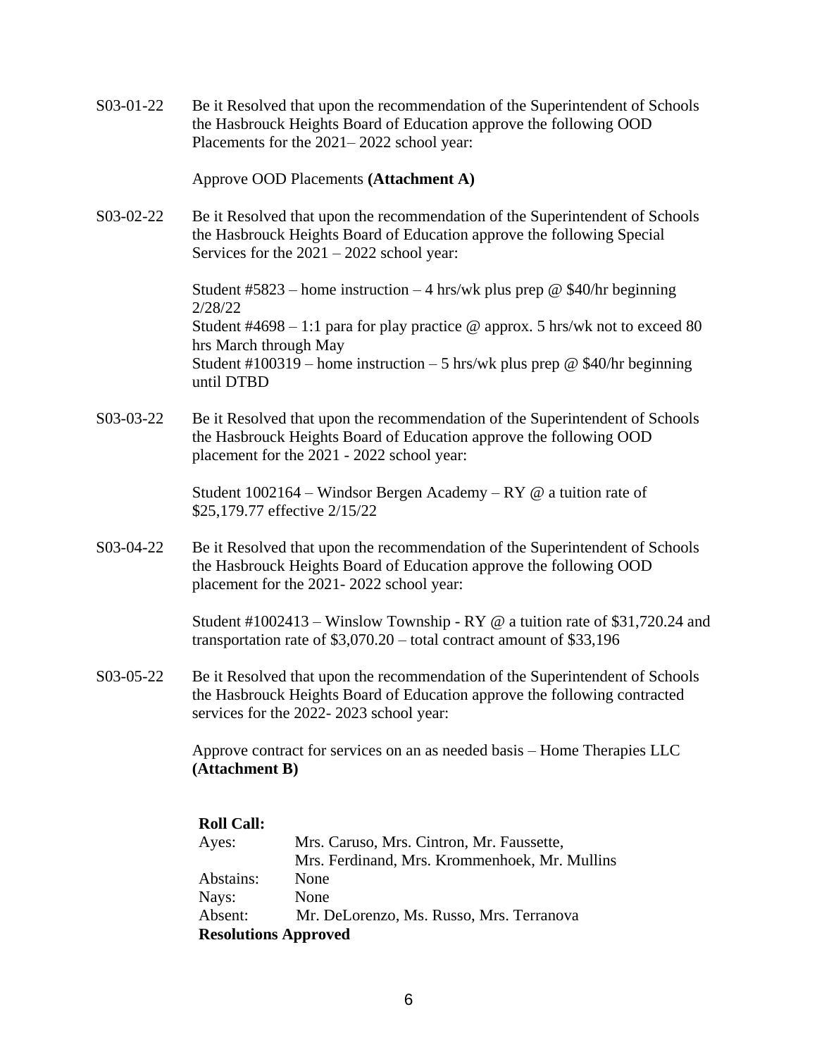S03-01-22 Be it Resolved that upon the recommendation of the Superintendent of Schools the Hasbrouck Heights Board of Education approve the following OOD Placements for the 2021– 2022 school year:

Approve OOD Placements **(Attachment A)**

S03-02-22 Be it Resolved that upon the recommendation of the Superintendent of Schools the Hasbrouck Heights Board of Education approve the following Special Services for the 2021 – 2022 school year:

Student #5823 – home instruction – 4 hrs/wk plus prep @ $40/hr beginning 2/28/22
Student #4698 – 1:1 para for play practice @ approx. 5 hrs/wk not to exceed 80 hrs March through May
Student #100319 – home instruction – 5 hrs/wk plus prep @ $40/hr beginning until DTBD

S03-03-22 Be it Resolved that upon the recommendation of the Superintendent of Schools the Hasbrouck Heights Board of Education approve the following OOD placement for the 2021 - 2022 school year:

Student 1002164 – Windsor Bergen Academy – RY @ a tuition rate of $25,179.77 effective 2/15/22

S03-04-22 Be it Resolved that upon the recommendation of the Superintendent of Schools the Hasbrouck Heights Board of Education approve the following OOD placement for the 2021- 2022 school year:

Student #1002413 – Winslow Township - RY @ a tuition rate of $31,720.24 and transportation rate of $3,070.20 – total contract amount of $33,196

S03-05-22 Be it Resolved that upon the recommendation of the Superintendent of Schools the Hasbrouck Heights Board of Education approve the following contracted services for the 2022- 2023 school year:

Approve contract for services on an as needed basis – Home Therapies LLC **(Attachment B)**

**Roll Call:**

| | |
|---|---|
| Ayes: | Mrs. Caruso, Mrs. Cintron, Mr. Faussette, Mrs. Ferdinand, Mrs. Krommenhoek, Mr. Mullins |
| Abstains: | None |
| Nays: | None |
| Absent: | Mr. DeLorenzo, Ms. Russo, Mrs. Terranova |

**Resolutions Approved**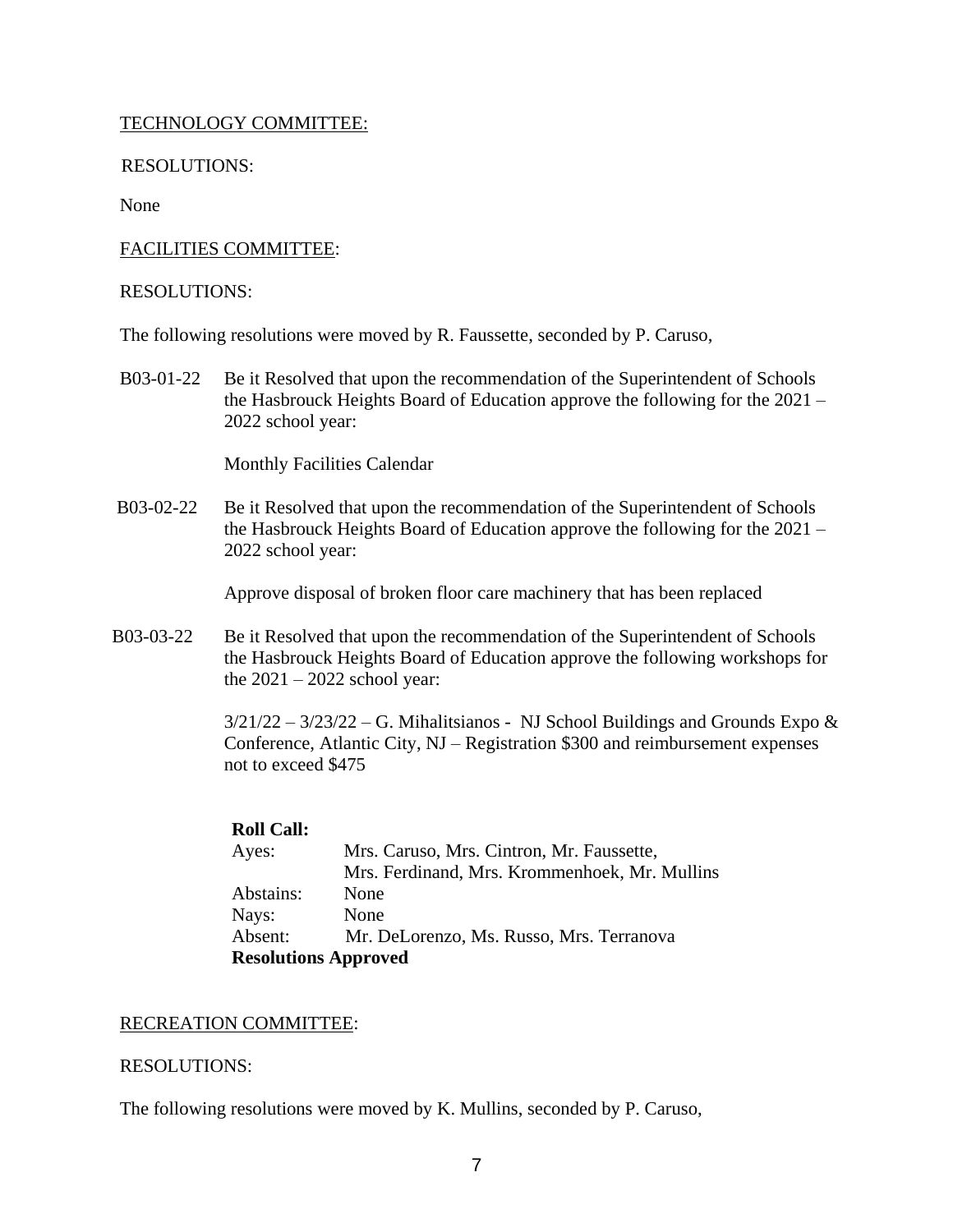TECHNOLOGY COMMITTEE:

RESOLUTIONS:

None

FACILITIES COMMITTEE:

RESOLUTIONS:

The following resolutions were moved by R. Faussette, seconded by P. Caruso,

B03-01-22 Be it Resolved that upon the recommendation of the Superintendent of Schools the Hasbrouck Heights Board of Education approve the following for the 2021 – 2022 school year:

Monthly Facilities Calendar

B03-02-22 Be it Resolved that upon the recommendation of the Superintendent of Schools the Hasbrouck Heights Board of Education approve the following for the 2021 – 2022 school year:

Approve disposal of broken floor care machinery that has been replaced

B03-03-22 Be it Resolved that upon the recommendation of the Superintendent of Schools the Hasbrouck Heights Board of Education approve the following workshops for the 2021 – 2022 school year:

3/21/22 – 3/23/22 – G. Mihalitsianos - NJ School Buildings and Grounds Expo & Conference, Atlantic City, NJ – Registration $300 and reimbursement expenses not to exceed $475

**Roll Call:**

| | |
|---|---|
| Ayes: | Mrs. Caruso, Mrs. Cintron, Mr. Faussette, Mrs. Ferdinand, Mrs. Krommenhoek, Mr. Mullins |
| Abstains: | None |
| Nays: | None |
| Absent: | Mr. DeLorenzo, Ms. Russo, Mrs. Terranova |

**Resolutions Approved**

RECREATION COMMITTEE:

RESOLUTIONS:

The following resolutions were moved by K. Mullins, seconded by P. Caruso,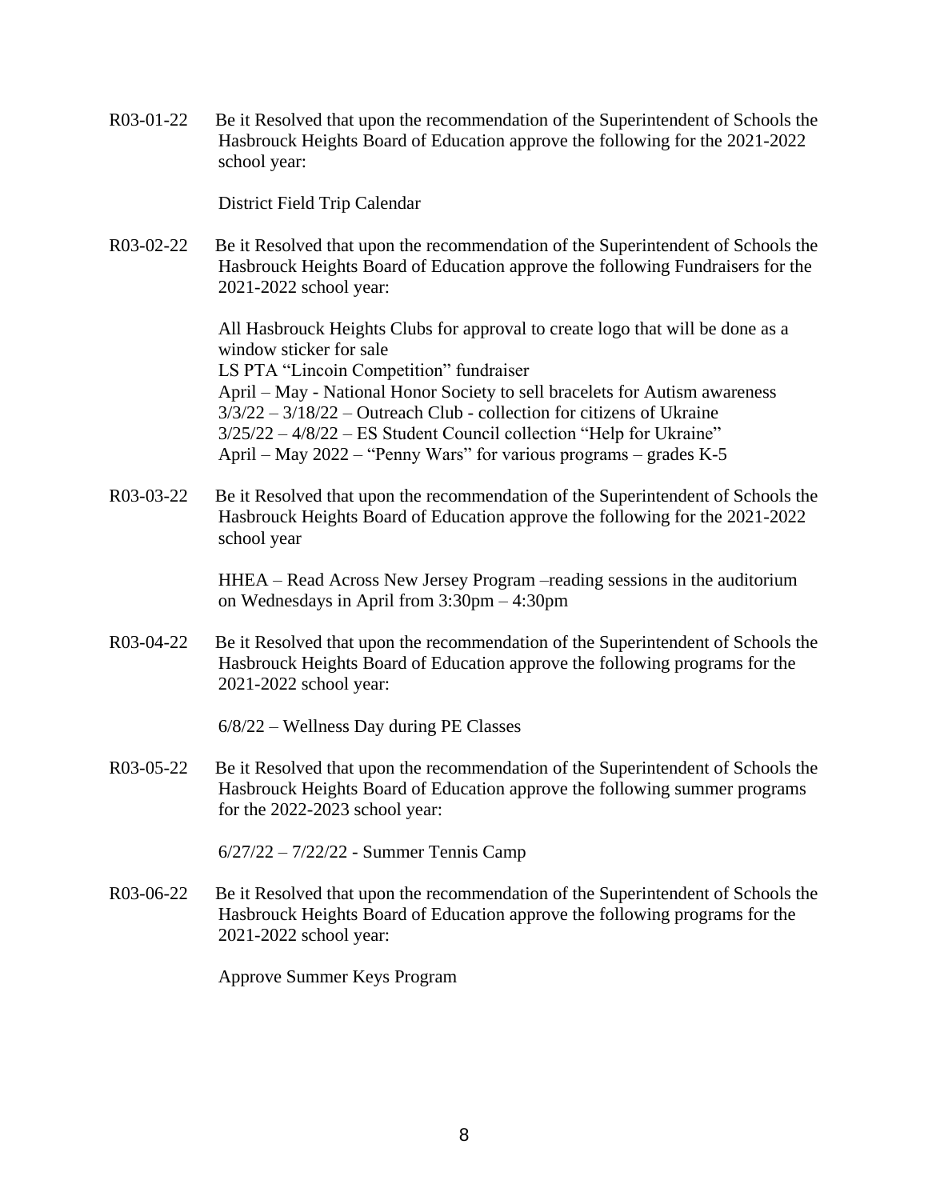R03-01-22 Be it Resolved that upon the recommendation of the Superintendent of Schools the Hasbrouck Heights Board of Education approve the following for the 2021-2022 school year:

District Field Trip Calendar

R03-02-22 Be it Resolved that upon the recommendation of the Superintendent of Schools the Hasbrouck Heights Board of Education approve the following Fundraisers for the 2021-2022 school year:

All Hasbrouck Heights Clubs for approval to create logo that will be done as a window sticker for sale
LS PTA "Lincoin Competition" fundraiser
April – May - National Honor Society to sell bracelets for Autism awareness
3/3/22 – 3/18/22 – Outreach Club - collection for citizens of Ukraine
3/25/22 – 4/8/22 – ES Student Council collection "Help for Ukraine"
April – May 2022 – "Penny Wars" for various programs – grades K-5

R03-03-22 Be it Resolved that upon the recommendation of the Superintendent of Schools the Hasbrouck Heights Board of Education approve the following for the 2021-2022 school year

HHEA – Read Across New Jersey Program –reading sessions in the auditorium on Wednesdays in April from 3:30pm – 4:30pm

R03-04-22 Be it Resolved that upon the recommendation of the Superintendent of Schools the Hasbrouck Heights Board of Education approve the following programs for the 2021-2022 school year:

6/8/22 – Wellness Day during PE Classes

R03-05-22 Be it Resolved that upon the recommendation of the Superintendent of Schools the Hasbrouck Heights Board of Education approve the following summer programs for the 2022-2023 school year:

6/27/22 – 7/22/22 - Summer Tennis Camp

R03-06-22 Be it Resolved that upon the recommendation of the Superintendent of Schools the Hasbrouck Heights Board of Education approve the following programs for the 2021-2022 school year:

Approve Summer Keys Program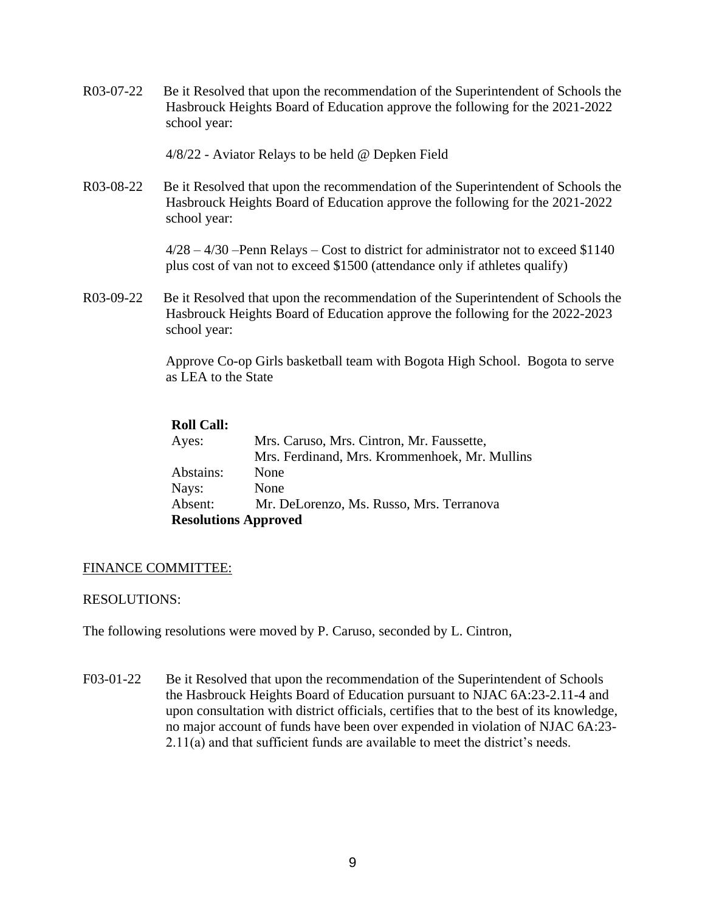R03-07-22 Be it Resolved that upon the recommendation of the Superintendent of Schools the Hasbrouck Heights Board of Education approve the following for the 2021-2022 school year:

4/8/22 - Aviator Relays to be held @ Depken Field

R03-08-22 Be it Resolved that upon the recommendation of the Superintendent of Schools the Hasbrouck Heights Board of Education approve the following for the 2021-2022 school year:

4/28 – 4/30 –Penn Relays – Cost to district for administrator not to exceed $1140 plus cost of van not to exceed $1500 (attendance only if athletes qualify)

R03-09-22 Be it Resolved that upon the recommendation of the Superintendent of Schools the Hasbrouck Heights Board of Education approve the following for the 2022-2023 school year:

Approve Co-op Girls basketball team with Bogota High School. Bogota to serve as LEA to the State

**Roll Call:**

| | |
|---|---|
| Ayes: | Mrs. Caruso, Mrs. Cintron, Mr. Faussette, Mrs. Ferdinand, Mrs. Krommenhoek, Mr. Mullins |
| Abstains: | None |
| Nays: | None |
| Absent: | Mr. DeLorenzo, Ms. Russo, Mrs. Terranova |

**Resolutions Approved**

FINANCE COMMITTEE:

RESOLUTIONS:

The following resolutions were moved by P. Caruso, seconded by L. Cintron,

F03-01-22 Be it Resolved that upon the recommendation of the Superintendent of Schools the Hasbrouck Heights Board of Education pursuant to NJAC 6A:23-2.11-4 and upon consultation with district officials, certifies that to the best of its knowledge, no major account of funds have been over expended in violation of NJAC 6A:23-2.11(a) and that sufficient funds are available to meet the district's needs.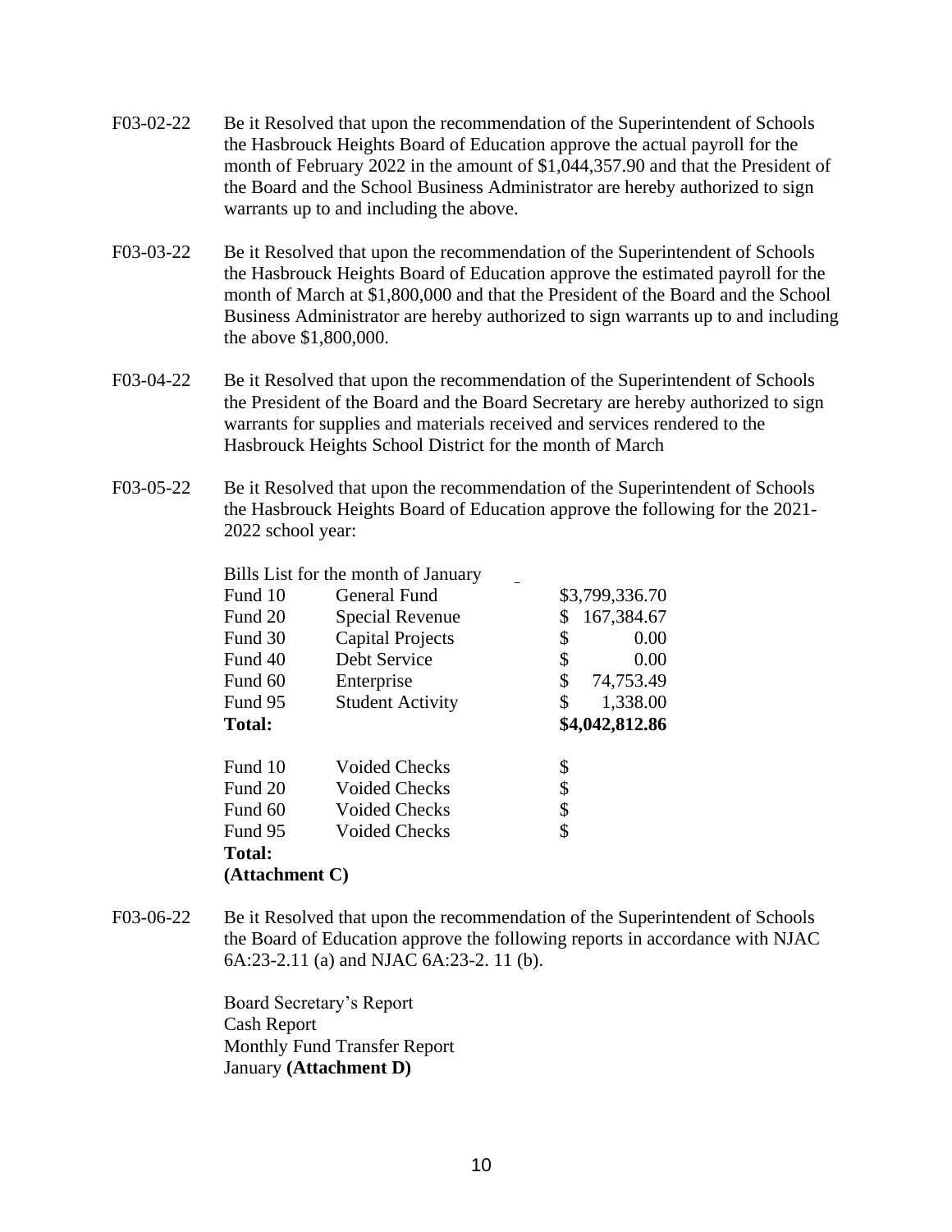F03-02-22 Be it Resolved that upon the recommendation of the Superintendent of Schools the Hasbrouck Heights Board of Education approve the actual payroll for the month of February 2022 in the amount of $1,044,357.90 and that the President of the Board and the School Business Administrator are hereby authorized to sign warrants up to and including the above.

F03-03-22 Be it Resolved that upon the recommendation of the Superintendent of Schools the Hasbrouck Heights Board of Education approve the estimated payroll for the month of March at $1,800,000 and that the President of the Board and the School Business Administrator are hereby authorized to sign warrants up to and including the above $1,800,000.

F03-04-22 Be it Resolved that upon the recommendation of the Superintendent of Schools the President of the Board and the Board Secretary are hereby authorized to sign warrants for supplies and materials received and services rendered to the Hasbrouck Heights School District for the month of March

F03-05-22 Be it Resolved that upon the recommendation of the Superintendent of Schools the Hasbrouck Heights Board of Education approve the following for the 2021-2022 school year:

Bills List for the month of January

| | | |
|---|---|---|
| Fund 10 | General Fund | $3,799,336.70 |
| Fund 20 | Special Revenue | $ 167,384.67 |
| Fund 30 | Capital Projects | $ 0.00 |
| Fund 40 | Debt Service | $ 0.00 |
| Fund 60 | Enterprise | $ 74,753.49 |
| Fund 95 | Student Activity | $ 1,338.00 |
| **Total:** | | **$4,042,812.86** |

| | | |
|---|---|---|
| Fund 10 | Voided Checks | $ |
| Fund 20 | Voided Checks | $ |
| Fund 60 | Voided Checks | $ |
| Fund 95 | Voided Checks | $ |
| **Total:** | | |

**(Attachment C)**

F03-06-22 Be it Resolved that upon the recommendation of the Superintendent of Schools the Board of Education approve the following reports in accordance with NJAC 6A:23-2.11 (a) and NJAC 6A:23-2. 11 (b).

Board Secretary's Report
Cash Report
Monthly Fund Transfer Report
January **(Attachment D)**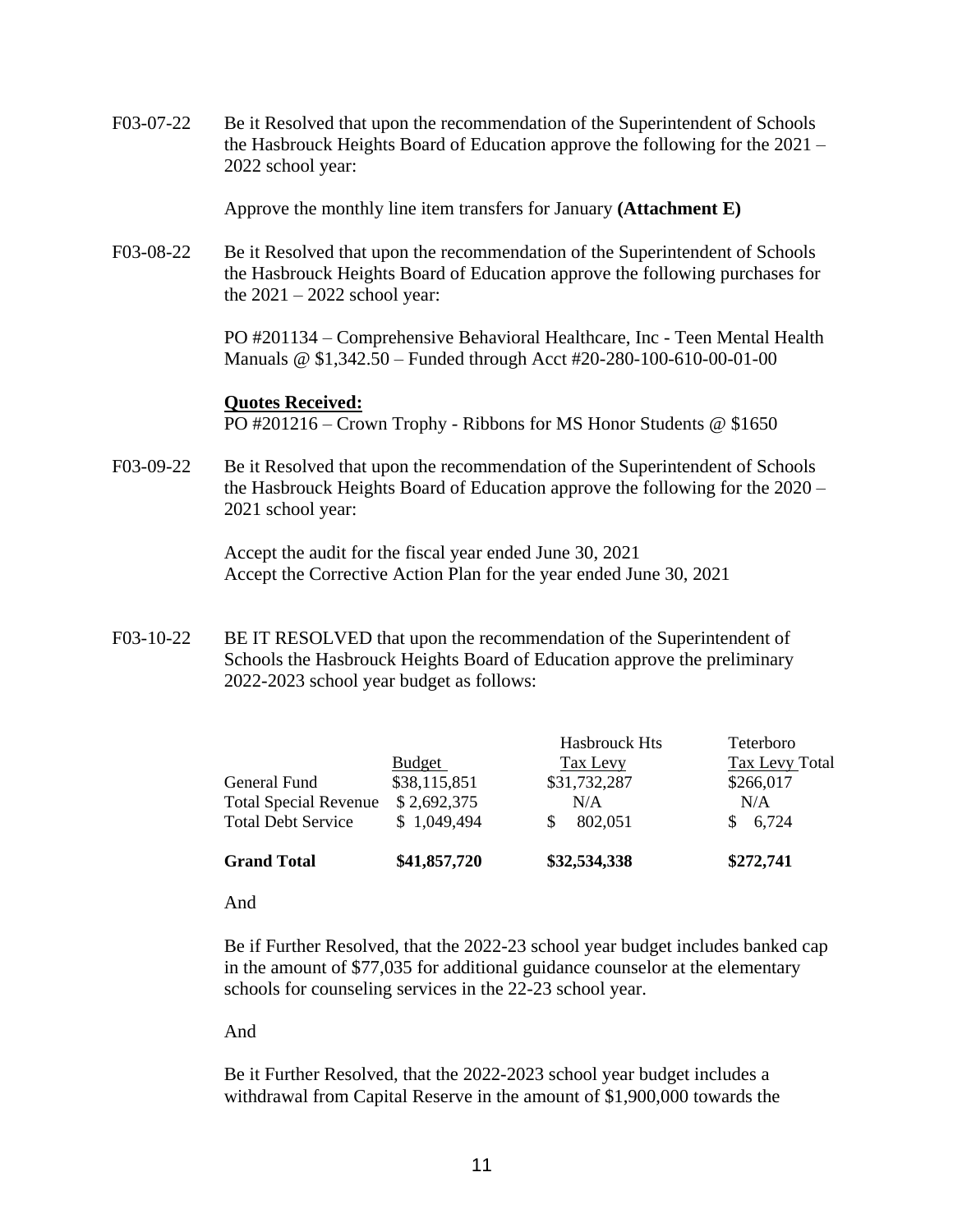F03-07-22 Be it Resolved that upon the recommendation of the Superintendent of Schools the Hasbrouck Heights Board of Education approve the following for the 2021 – 2022 school year:

Approve the monthly line item transfers for January **(Attachment E)**

F03-08-22 Be it Resolved that upon the recommendation of the Superintendent of Schools the Hasbrouck Heights Board of Education approve the following purchases for the 2021 – 2022 school year:

PO #201134 – Comprehensive Behavioral Healthcare, Inc - Teen Mental Health Manuals @ $1,342.50 – Funded through Acct #20-280-100-610-00-01-00

**Quotes Received:**
PO #201216 – Crown Trophy - Ribbons for MS Honor Students @ $1650

F03-09-22 Be it Resolved that upon the recommendation of the Superintendent of Schools the Hasbrouck Heights Board of Education approve the following for the 2020 – 2021 school year:

Accept the audit for the fiscal year ended June 30, 2021
Accept the Corrective Action Plan for the year ended June 30, 2021

F03-10-22 BE IT RESOLVED that upon the recommendation of the Superintendent of Schools the Hasbrouck Heights Board of Education approve the preliminary 2022-2023 school year budget as follows:

| | Budget | Hasbrouck Hts Tax Levy | Teterboro Tax Levy Total |
|---|---|---|---|
| General Fund | $38,115,851 | $31,732,287 | $266,017 |
| Total Special Revenue | $ 2,692,375 | N/A | N/A |
| Total Debt Service | $ 1,049,494 | $ 802,051 | $ 6,724 |
| **Grand Total** | **$41,857,720** | **$32,534,338** | **$272,741** |

And

Be if Further Resolved, that the 2022-23 school year budget includes banked cap in the amount of $77,035 for additional guidance counselor at the elementary schools for counseling services in the 22-23 school year.

And

Be it Further Resolved, that the 2022-2023 school year budget includes a withdrawal from Capital Reserve in the amount of $1,900,000 towards the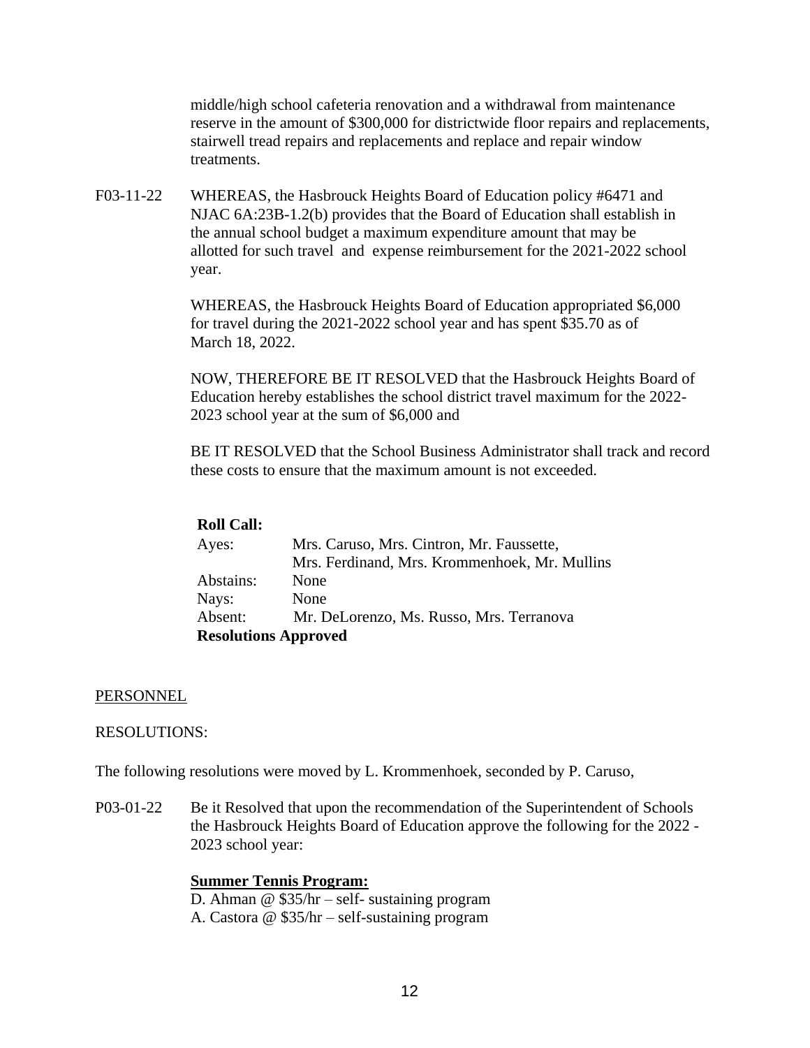middle/high school cafeteria renovation and a withdrawal from maintenance reserve in the amount of $300,000 for districtwide floor repairs and replacements, stairwell tread repairs and replacements and replace and repair window treatments.

F03-11-22 WHEREAS, the Hasbrouck Heights Board of Education policy #6471 and NJAC 6A:23B-1.2(b) provides that the Board of Education shall establish in the annual school budget a maximum expenditure amount that may be allotted for such travel and expense reimbursement for the 2021-2022 school year.

WHEREAS, the Hasbrouck Heights Board of Education appropriated $6,000 for travel during the 2021-2022 school year and has spent $35.70 as of March 18, 2022.

NOW, THEREFORE BE IT RESOLVED that the Hasbrouck Heights Board of Education hereby establishes the school district travel maximum for the 2022-2023 school year at the sum of $6,000 and

BE IT RESOLVED that the School Business Administrator shall track and record these costs to ensure that the maximum amount is not exceeded.

**Roll Call:**

Ayes: Mrs. Caruso, Mrs. Cintron, Mr. Faussette, Mrs. Ferdinand, Mrs. Krommenhoek, Mr. Mullins

Abstains: None

Nays: None

Absent: Mr. DeLorenzo, Ms. Russo, Mrs. Terranova

**Resolutions Approved**

PERSONNEL

RESOLUTIONS:

The following resolutions were moved by L. Krommenhoek, seconded by P. Caruso,

P03-01-22 Be it Resolved that upon the recommendation of the Superintendent of Schools the Hasbrouck Heights Board of Education approve the following for the 2022 - 2023 school year:

**Summer Tennis Program:**

D. Ahman @ $35/hr – self- sustaining program

A. Castora @ $35/hr – self-sustaining program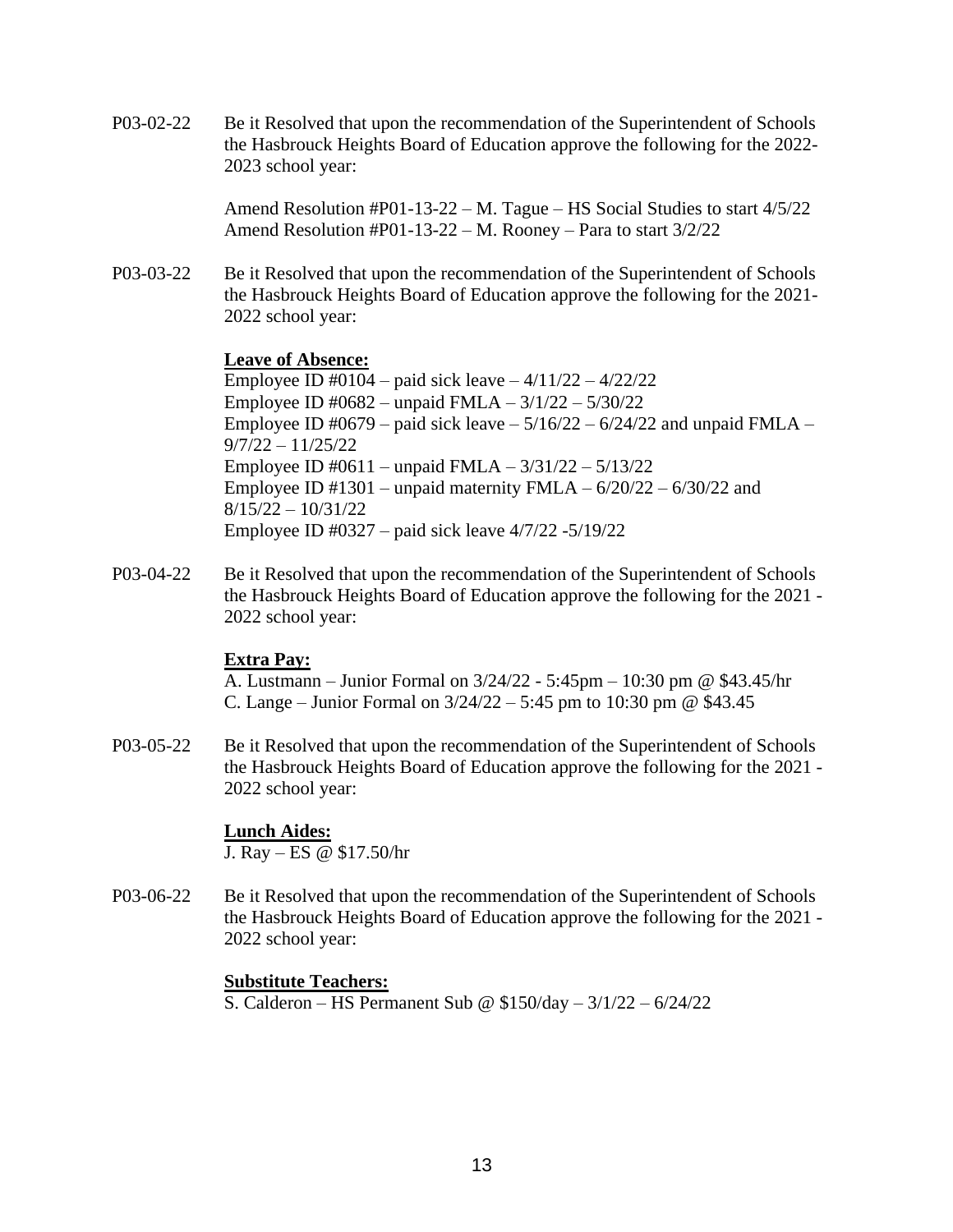P03-02-22 Be it Resolved that upon the recommendation of the Superintendent of Schools the Hasbrouck Heights Board of Education approve the following for the 2022-2023 school year:

Amend Resolution #P01-13-22 – M. Tague – HS Social Studies to start 4/5/22
Amend Resolution #P01-13-22 – M. Rooney – Para to start 3/2/22

P03-03-22 Be it Resolved that upon the recommendation of the Superintendent of Schools the Hasbrouck Heights Board of Education approve the following for the 2021-2022 school year:

**Leave of Absence:**

Employee ID #0104 – paid sick leave – 4/11/22 – 4/22/22
Employee ID #0682 – unpaid FMLA – 3/1/22 – 5/30/22
Employee ID #0679 – paid sick leave – 5/16/22 – 6/24/22 and unpaid FMLA – 9/7/22 – 11/25/22
Employee ID #0611 – unpaid FMLA – 3/31/22 – 5/13/22
Employee ID #1301 – unpaid maternity FMLA – 6/20/22 – 6/30/22 and 8/15/22 – 10/31/22
Employee ID #0327 – paid sick leave 4/7/22 -5/19/22

P03-04-22 Be it Resolved that upon the recommendation of the Superintendent of Schools the Hasbrouck Heights Board of Education approve the following for the 2021 - 2022 school year:

**Extra Pay:**

A. Lustmann – Junior Formal on 3/24/22 - 5:45pm – 10:30 pm @ $43.45/hr
C. Lange – Junior Formal on 3/24/22 – 5:45 pm to 10:30 pm @ $43.45

P03-05-22 Be it Resolved that upon the recommendation of the Superintendent of Schools the Hasbrouck Heights Board of Education approve the following for the 2021 - 2022 school year:

**Lunch Aides:**

J. Ray – ES @ $17.50/hr

P03-06-22 Be it Resolved that upon the recommendation of the Superintendent of Schools the Hasbrouck Heights Board of Education approve the following for the 2021 - 2022 school year:

**Substitute Teachers:**

S. Calderon – HS Permanent Sub @ $150/day – 3/1/22 – 6/24/22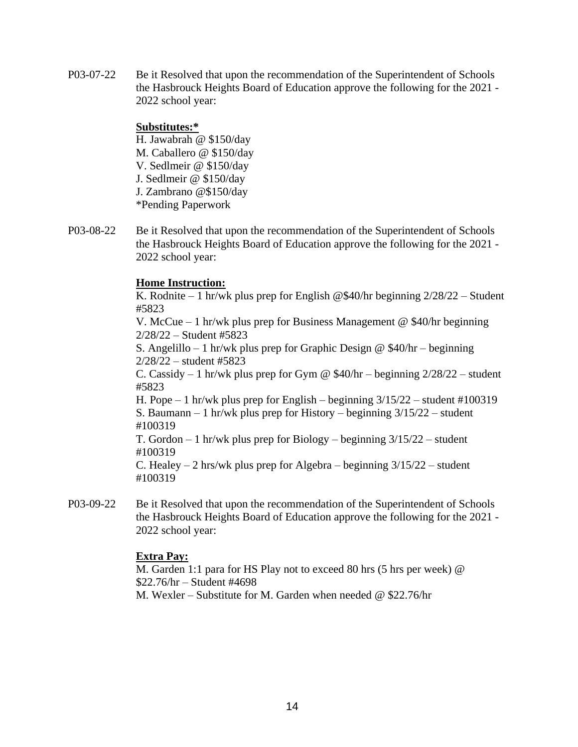P03-07-22 Be it Resolved that upon the recommendation of the Superintendent of Schools the Hasbrouck Heights Board of Education approve the following for the 2021 - 2022 school year:

**Substitutes:***

H. Jawabrah @ $150/day
M. Caballero @ $150/day
V. Sedlmeir @ $150/day
J. Sedlmeir @ $150/day
J. Zambrano @$150/day
*Pending Paperwork

P03-08-22 Be it Resolved that upon the recommendation of the Superintendent of Schools the Hasbrouck Heights Board of Education approve the following for the 2021 - 2022 school year:

**Home Instruction:**

K. Rodnite – 1 hr/wk plus prep for English @$40/hr beginning 2/28/22 – Student #5823
V. McCue – 1 hr/wk plus prep for Business Management @ $40/hr beginning 2/28/22 – Student #5823
S. Angelillo – 1 hr/wk plus prep for Graphic Design @ $40/hr – beginning 2/28/22 – student #5823
C. Cassidy – 1 hr/wk plus prep for Gym @ $40/hr – beginning 2/28/22 – student #5823
H. Pope – 1 hr/wk plus prep for English – beginning 3/15/22 – student #100319
S. Baumann – 1 hr/wk plus prep for History – beginning 3/15/22 – student #100319
T. Gordon – 1 hr/wk plus prep for Biology – beginning 3/15/22 – student #100319
C. Healey – 2 hrs/wk plus prep for Algebra – beginning 3/15/22 – student #100319

P03-09-22 Be it Resolved that upon the recommendation of the Superintendent of Schools the Hasbrouck Heights Board of Education approve the following for the 2021 - 2022 school year:

**Extra Pay:**

M. Garden 1:1 para for HS Play not to exceed 80 hrs (5 hrs per week) @ $22.76/hr – Student #4698
M. Wexler – Substitute for M. Garden when needed @ $22.76/hr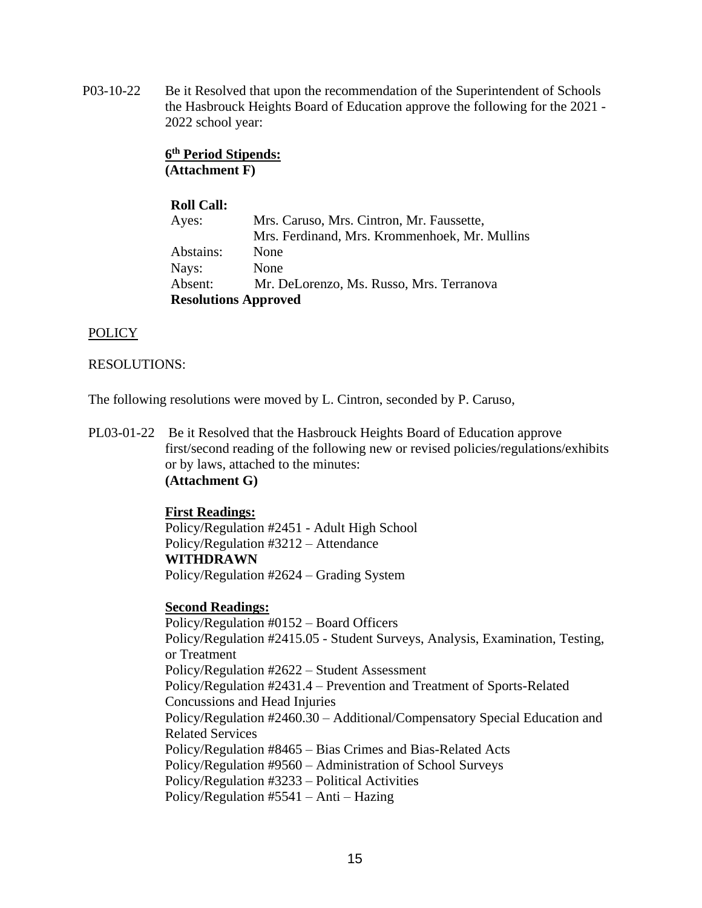P03-10-22 Be it Resolved that upon the recommendation of the Superintendent of Schools the Hasbrouck Heights Board of Education approve the following for the 2021 - 2022 school year:

**6th Period Stipends:**
**(Attachment F)**

**Roll Call:**

| | |
|---|---|
| Ayes: | Mrs. Caruso, Mrs. Cintron, Mr. Faussette, Mrs. Ferdinand, Mrs. Krommenhoek, Mr. Mullins |
| Abstains: | None |
| Nays: | None |
| Absent: | Mr. DeLorenzo, Ms. Russo, Mrs. Terranova |

**Resolutions Approved**

POLICY

RESOLUTIONS:

The following resolutions were moved by L. Cintron, seconded by P. Caruso,

PL03-01-22 Be it Resolved that the Hasbrouck Heights Board of Education approve first/second reading of the following new or revised policies/regulations/exhibits or by laws, attached to the minutes:
**(Attachment G)**

**First Readings:**
Policy/Regulation #2451 - Adult High School
Policy/Regulation #3212 – Attendance
**WITHDRAWN**
Policy/Regulation #2624 – Grading System

**Second Readings:**
Policy/Regulation #0152 – Board Officers
Policy/Regulation #2415.05 - Student Surveys, Analysis, Examination, Testing, or Treatment
Policy/Regulation #2622 – Student Assessment
Policy/Regulation #2431.4 – Prevention and Treatment of Sports-Related Concussions and Head Injuries
Policy/Regulation #2460.30 – Additional/Compensatory Special Education and Related Services
Policy/Regulation #8465 – Bias Crimes and Bias-Related Acts
Policy/Regulation #9560 – Administration of School Surveys
Policy/Regulation #3233 – Political Activities
Policy/Regulation #5541 – Anti – Hazing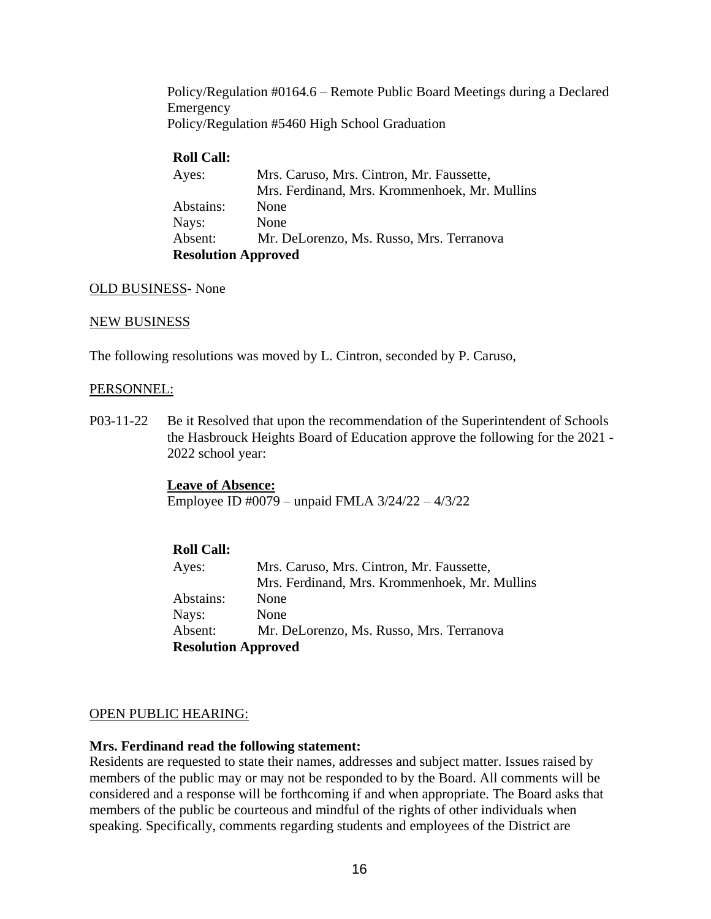Policy/Regulation #0164.6 – Remote Public Board Meetings during a Declared Emergency
Policy/Regulation #5460 High School Graduation

**Roll Call:**

| | |
|---|---|
| Ayes: | Mrs. Caruso, Mrs. Cintron, Mr. Faussette, Mrs. Ferdinand, Mrs. Krommenhoek, Mr. Mullins |
| Abstains: | None |
| Nays: | None |
| Absent: | Mr. DeLorenzo, Ms. Russo, Mrs. Terranova |

**Resolution Approved**

OLD BUSINESS- None

NEW BUSINESS

The following resolutions was moved by L. Cintron, seconded by P. Caruso,

PERSONNEL:

P03-11-22 Be it Resolved that upon the recommendation of the Superintendent of Schools the Hasbrouck Heights Board of Education approve the following for the 2021 - 2022 school year:

**Leave of Absence:**
Employee ID #0079 – unpaid FMLA 3/24/22 – 4/3/22

**Roll Call:**

| | |
|---|---|
| Ayes: | Mrs. Caruso, Mrs. Cintron, Mr. Faussette, Mrs. Ferdinand, Mrs. Krommenhoek, Mr. Mullins |
| Abstains: | None |
| Nays: | None |
| Absent: | Mr. DeLorenzo, Ms. Russo, Mrs. Terranova |

**Resolution Approved**

OPEN PUBLIC HEARING:

**Mrs. Ferdinand read the following statement:**
Residents are requested to state their names, addresses and subject matter. Issues raised by members of the public may or may not be responded to by the Board. All comments will be considered and a response will be forthcoming if and when appropriate. The Board asks that members of the public be courteous and mindful of the rights of other individuals when speaking. Specifically, comments regarding students and employees of the District are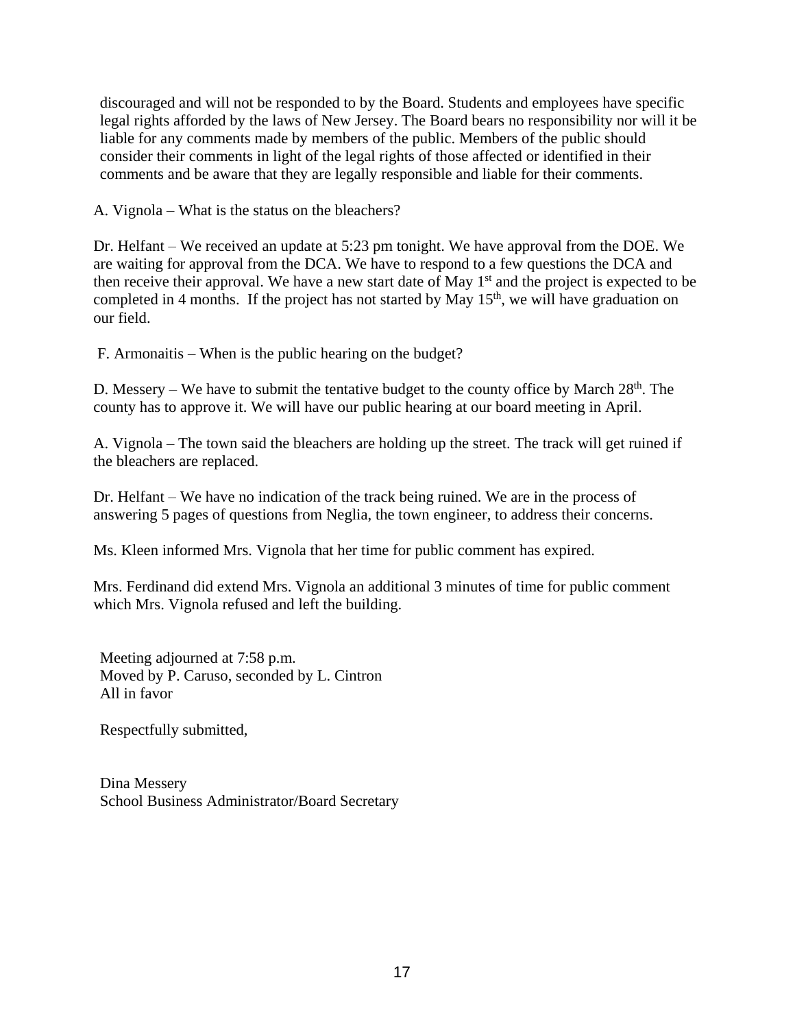discouraged and will not be responded to by the Board. Students and employees have specific legal rights afforded by the laws of New Jersey. The Board bears no responsibility nor will it be liable for any comments made by members of the public. Members of the public should consider their comments in light of the legal rights of those affected or identified in their comments and be aware that they are legally responsible and liable for their comments.

A. Vignola – What is the status on the bleachers?

Dr. Helfant – We received an update at 5:23 pm tonight. We have approval from the DOE. We are waiting for approval from the DCA. We have to respond to a few questions the DCA and then receive their approval. We have a new start date of May 1st and the project is expected to be completed in 4 months. If the project has not started by May 15th, we will have graduation on our field.

F. Armonaitis – When is the public hearing on the budget?

D. Messery – We have to submit the tentative budget to the county office by March 28th. The county has to approve it. We will have our public hearing at our board meeting in April.

A. Vignola – The town said the bleachers are holding up the street. The track will get ruined if the bleachers are replaced.

Dr. Helfant – We have no indication of the track being ruined. We are in the process of answering 5 pages of questions from Neglia, the town engineer, to address their concerns.

Ms. Kleen informed Mrs. Vignola that her time for public comment has expired.

Mrs. Ferdinand did extend Mrs. Vignola an additional 3 minutes of time for public comment which Mrs. Vignola refused and left the building.

Meeting adjourned at 7:58 p.m.
Moved by P. Caruso, seconded by L. Cintron
All in favor

Respectfully submitted,

Dina Messery
School Business Administrator/Board Secretary